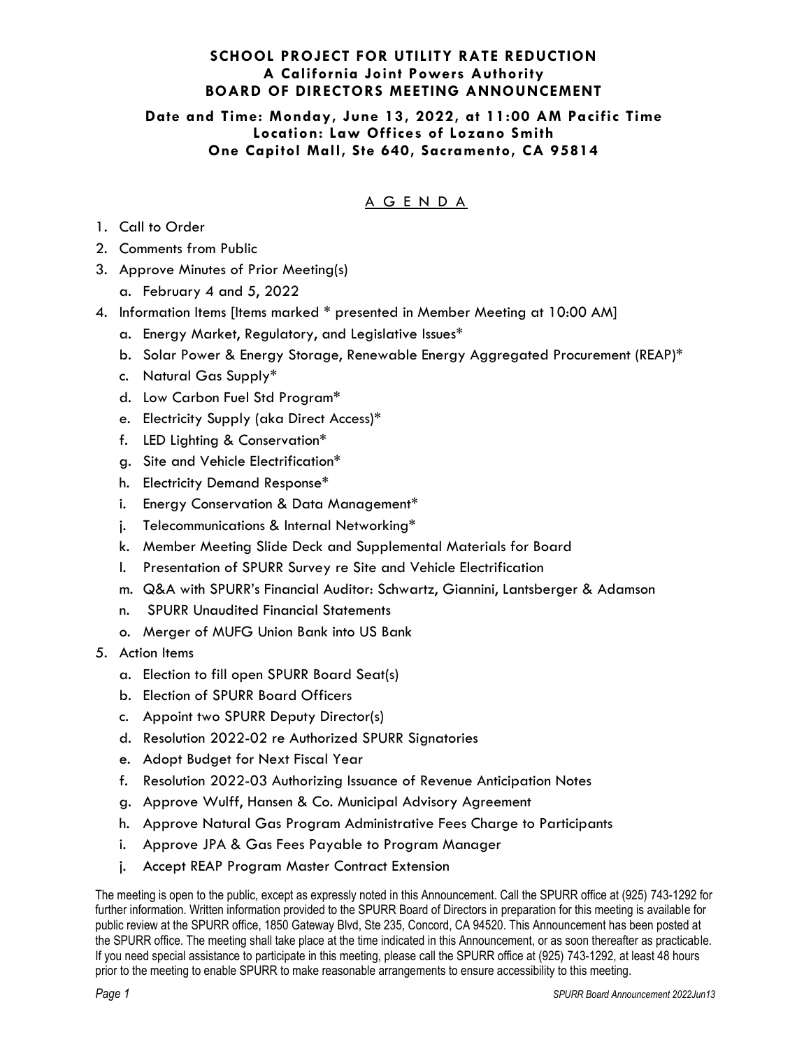# SCHOOL PROJECT FOR UTILITY RATE REDUCTION
## A California Joint Powers Authority
## BOARD OF DIRECTORS MEETING ANNOUNCEMENT

**Date and Time: Monday, June 13, 2022, at 11:00 AM Pacific Time**
**Location: Law Offices of Lozano Smith**
**One Capitol Mall, Ste 640, Sacramento, CA 95814**

## A G E N D A

1. Call to Order
2. Comments from Public
3. Approve Minutes of Prior Meeting(s)
   a. February 4 and 5, 2022
4. Information Items [Items marked * presented in Member Meeting at 10:00 AM]
   a. Energy Market, Regulatory, and Legislative Issues*
   b. Solar Power & Energy Storage, Renewable Energy Aggregated Procurement (REAP)*
   c. Natural Gas Supply*
   d. Low Carbon Fuel Std Program*
   e. Electricity Supply (aka Direct Access)*
   f. LED Lighting & Conservation*
   g. Site and Vehicle Electrification*
   h. Electricity Demand Response*
   i. Energy Conservation & Data Management*
   j. Telecommunications & Internal Networking*
   k. Member Meeting Slide Deck and Supplemental Materials for Board
   l. Presentation of SPURR Survey re Site and Vehicle Electrification
   m. Q&A with SPURR's Financial Auditor: Schwartz, Giannini, Lantsberger & Adamson
   n. SPURR Unaudited Financial Statements
   o. Merger of MUFG Union Bank into US Bank
5. Action Items
   a. Election to fill open SPURR Board Seat(s)
   b. Election of SPURR Board Officers
   c. Appoint two SPURR Deputy Director(s)
   d. Resolution 2022-02 re Authorized SPURR Signatories
   e. Adopt Budget for Next Fiscal Year
   f. Resolution 2022-03 Authorizing Issuance of Revenue Anticipation Notes
   g. Approve Wulff, Hansen & Co. Municipal Advisory Agreement
   h. Approve Natural Gas Program Administrative Fees Charge to Participants
   i. Approve JPA & Gas Fees Payable to Program Manager
   j. Accept REAP Program Master Contract Extension

The meeting is open to the public, except as expressly noted in this Announcement. Call the SPURR office at (925) 743-1292 for further information. Written information provided to the SPURR Board of Directors in preparation for this meeting is available for public review at the SPURR office, 1850 Gateway Blvd, Ste 235, Concord, CA 94520. This Announcement has been posted at the SPURR office. The meeting shall take place at the time indicated in this Announcement, or as soon thereafter as practicable. If you need special assistance to participate in this meeting, please call the SPURR office at (925) 743-1292, at least 48 hours prior to the meeting to enable SPURR to make reasonable arrangements to ensure accessibility to this meeting.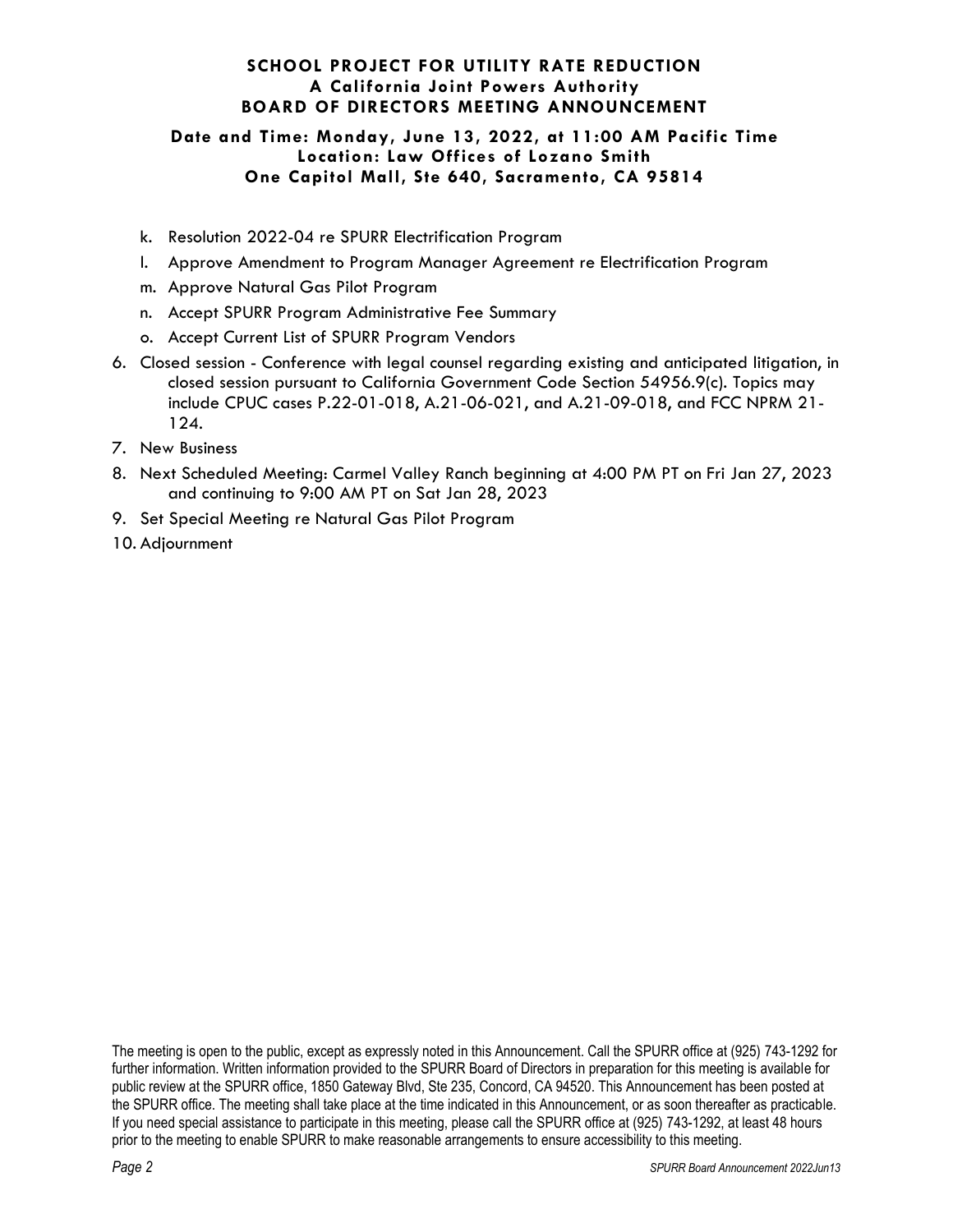**SCHOOL PROJECT FOR UTILITY RATE REDUCTION**
**A California Joint Powers Authority**
**BOARD OF DIRECTORS MEETING ANNOUNCEMENT**

**Date and Time: Monday, June 13, 2022, at 11:00 AM Pacific Time**
**Location: Law Offices of Lozano Smith**
**One Capitol Mall, Ste 640, Sacramento, CA 95814**

k. Resolution 2022-04 re SPURR Electrification Program
l. Approve Amendment to Program Manager Agreement re Electrification Program
m. Approve Natural Gas Pilot Program
n. Accept SPURR Program Administrative Fee Summary
o. Accept Current List of SPURR Program Vendors

6. Closed session - Conference with legal counsel regarding existing and anticipated litigation, in closed session pursuant to California Government Code Section 54956.9(c). Topics may include CPUC cases P.22-01-018, A.21-06-021, and A.21-09-018, and FCC NPRM 21-124.
7. New Business
8. Next Scheduled Meeting: Carmel Valley Ranch beginning at 4:00 PM PT on Fri Jan 27, 2023 and continuing to 9:00 AM PT on Sat Jan 28, 2023
9. Set Special Meeting re Natural Gas Pilot Program
10. Adjournment

The meeting is open to the public, except as expressly noted in this Announcement. Call the SPURR office at (925) 743-1292 for further information. Written information provided to the SPURR Board of Directors in preparation for this meeting is available for public review at the SPURR office, 1850 Gateway Blvd, Ste 235, Concord, CA 94520. This Announcement has been posted at the SPURR office. The meeting shall take place at the time indicated in this Announcement, or as soon thereafter as practicable. If you need special assistance to participate in this meeting, please call the SPURR office at (925) 743-1292, at least 48 hours prior to the meeting to enable SPURR to make reasonable arrangements to ensure accessibility to this meeting.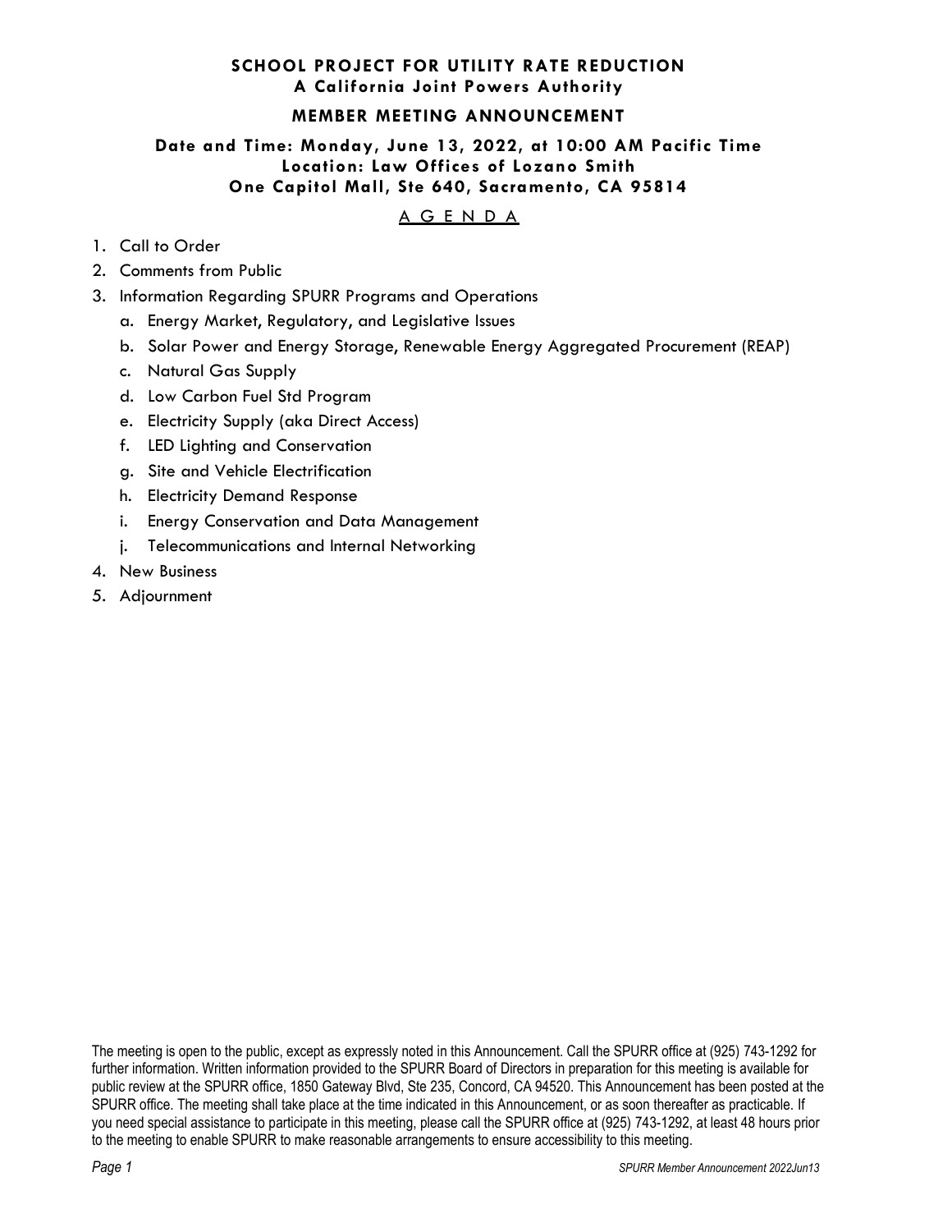# SCHOOL PROJECT FOR UTILITY RATE REDUCTION

## A California Joint Powers Authority

## MEMBER MEETING ANNOUNCEMENT

**Date and Time: Monday, June 13, 2022, at 10:00 AM Pacific Time**
**Location: Law Offices of Lozano Smith**
**One Capitol Mall, Ste 640, Sacramento, CA 95814**

## AGENDA

1. Call to Order
2. Comments from Public
3. Information Regarding SPURR Programs and Operations
    a. Energy Market, Regulatory, and Legislative Issues
    b. Solar Power and Energy Storage, Renewable Energy Aggregated Procurement (REAP)
    c. Natural Gas Supply
    d. Low Carbon Fuel Std Program
    e. Electricity Supply (aka Direct Access)
    f. LED Lighting and Conservation
    g. Site and Vehicle Electrification
    h. Electricity Demand Response
    i. Energy Conservation and Data Management
    j. Telecommunications and Internal Networking
4. New Business
5. Adjournment

The meeting is open to the public, except as expressly noted in this Announcement. Call the SPURR office at (925) 743-1292 for further information. Written information provided to the SPURR Board of Directors in preparation for this meeting is available for public review at the SPURR office, 1850 Gateway Blvd, Ste 235, Concord, CA 94520. This Announcement has been posted at the SPURR office. The meeting shall take place at the time indicated in this Announcement, or as soon thereafter as practicable. If you need special assistance to participate in this meeting, please call the SPURR office at (925) 743-1292, at least 48 hours prior to the meeting to enable SPURR to make reasonable arrangements to ensure accessibility to this meeting.